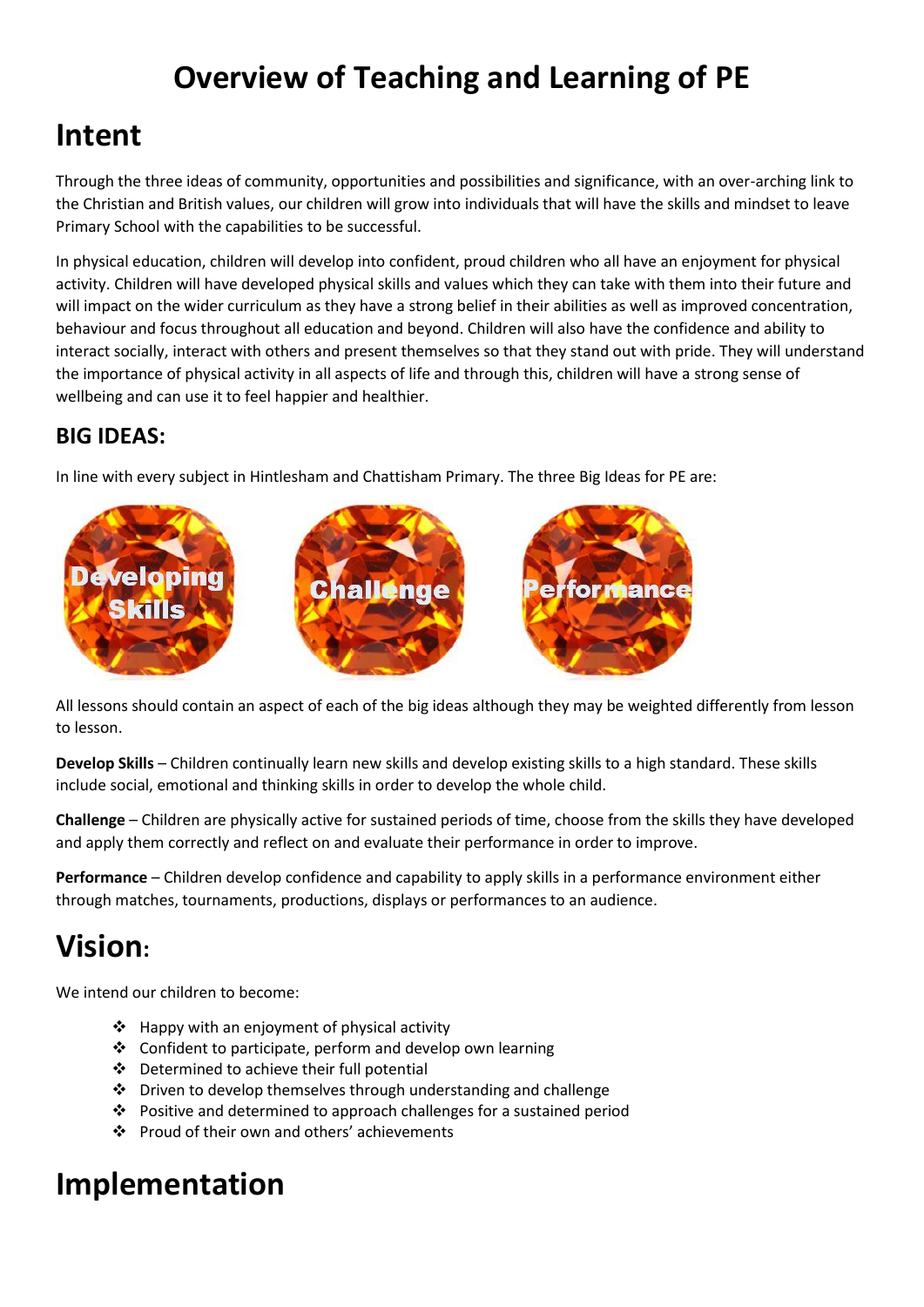# Overview of Teaching and Learning of PE

## Intent

Through the three ideas of community, opportunities and possibilities and significance, with an over-arching link to the Christian and British values, our children will grow into individuals that will have the skills and mindset to leave Primary School with the capabilities to be successful.

In physical education, children will develop into confident, proud children who all have an enjoyment for physical activity. Children will have developed physical skills and values which they can take with them into their future and will impact on the wider curriculum as they have a strong belief in their abilities as well as improved concentration, behaviour and focus throughout all education and beyond. Children will also have the confidence and ability to interact socially, interact with others and present themselves so that they stand out with pride. They will understand the importance of physical activity in all aspects of life and through this, children will have a strong sense of wellbeing and can use it to feel happier and healthier.

### BIG IDEAS:

In line with every subject in Hintlesham and Chattisham Primary. The three Big Ideas for PE are:

Developing Skills

Challenge

Performance

All lessons should contain an aspect of each of the big ideas although they may be weighted differently from lesson to lesson.

**Develop Skills** – Children continually learn new skills and develop existing skills to a high standard. These skills include social, emotional and thinking skills in order to develop the whole child.

**Challenge** – Children are physically active for sustained periods of time, choose from the skills they have developed and apply them correctly and reflect on and evaluate their performance in order to improve.

**Performance** – Children develop confidence and capability to apply skills in a performance environment either through matches, tournaments, productions, displays or performances to an audience.

## Vision:

We intend our children to become:

- Happy with an enjoyment of physical activity
- Confident to participate, perform and develop own learning
- Determined to achieve their full potential
- Driven to develop themselves through understanding and challenge
- Positive and determined to approach challenges for a sustained period
- Proud of their own and others' achievements

## Implementation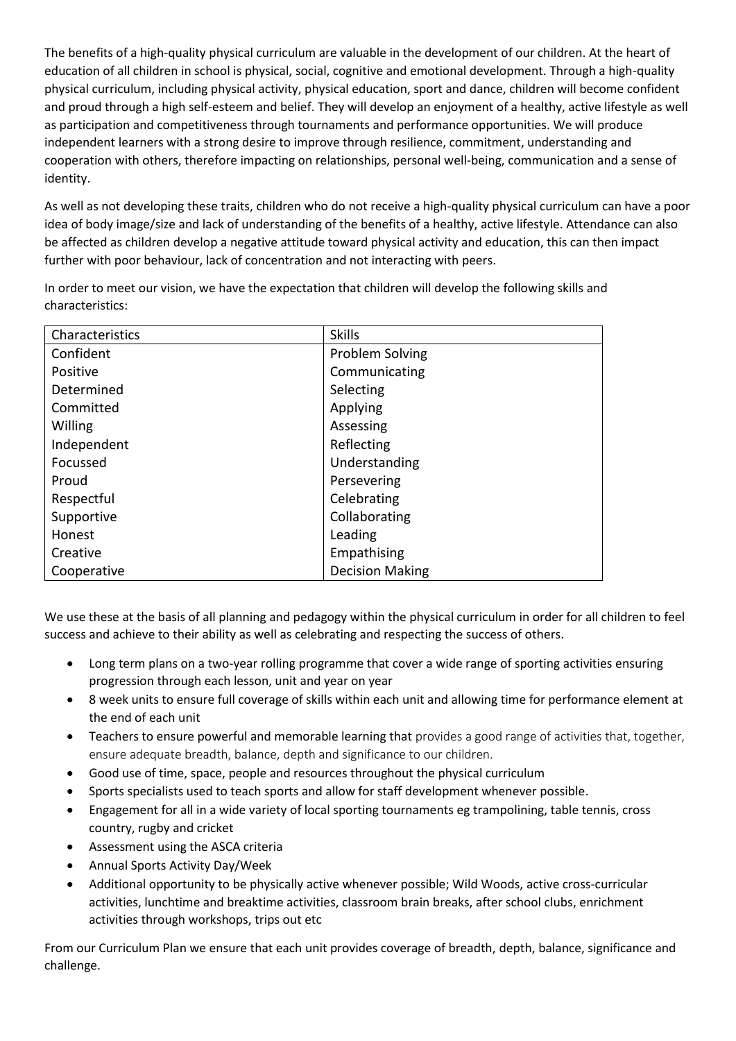The benefits of a high-quality physical curriculum are valuable in the development of our children. At the heart of education of all children in school is physical, social, cognitive and emotional development. Through a high-quality physical curriculum, including physical activity, physical education, sport and dance, children will become confident and proud through a high self-esteem and belief. They will develop an enjoyment of a healthy, active lifestyle as well as participation and competitiveness through tournaments and performance opportunities. We will produce independent learners with a strong desire to improve through resilience, commitment, understanding and cooperation with others, therefore impacting on relationships, personal well-being, communication and a sense of identity.

As well as not developing these traits, children who do not receive a high-quality physical curriculum can have a poor idea of body image/size and lack of understanding of the benefits of a healthy, active lifestyle. Attendance can also be affected as children develop a negative attitude toward physical activity and education, this can then impact further with poor behaviour, lack of concentration and not interacting with peers.

In order to meet our vision, we have the expectation that children will develop the following skills and characteristics:

| Characteristics | Skills |
|---|---|
| Confident | Problem Solving |
| Positive | Communicating |
| Determined | Selecting |
| Committed | Applying |
| Willing | Assessing |
| Independent | Reflecting |
| Focussed | Understanding |
| Proud | Persevering |
| Respectful | Celebrating |
| Supportive | Collaborating |
| Honest | Leading |
| Creative | Empathising |
| Cooperative | Decision Making |

We use these at the basis of all planning and pedagogy within the physical curriculum in order for all children to feel success and achieve to their ability as well as celebrating and respecting the success of others.

- Long term plans on a two-year rolling programme that cover a wide range of sporting activities ensuring progression through each lesson, unit and year on year
- 8 week units to ensure full coverage of skills within each unit and allowing time for performance element at the end of each unit
- Teachers to ensure powerful and memorable learning that provides a good range of activities that, together, ensure adequate breadth, balance, depth and significance to our children.
- Good use of time, space, people and resources throughout the physical curriculum
- Sports specialists used to teach sports and allow for staff development whenever possible.
- Engagement for all in a wide variety of local sporting tournaments eg trampolining, table tennis, cross country, rugby and cricket
- Assessment using the ASCA criteria
- Annual Sports Activity Day/Week
- Additional opportunity to be physically active whenever possible; Wild Woods, active cross-curricular activities, lunchtime and breaktime activities, classroom brain breaks, after school clubs, enrichment activities through workshops, trips out etc

From our Curriculum Plan we ensure that each unit provides coverage of breadth, depth, balance, significance and challenge.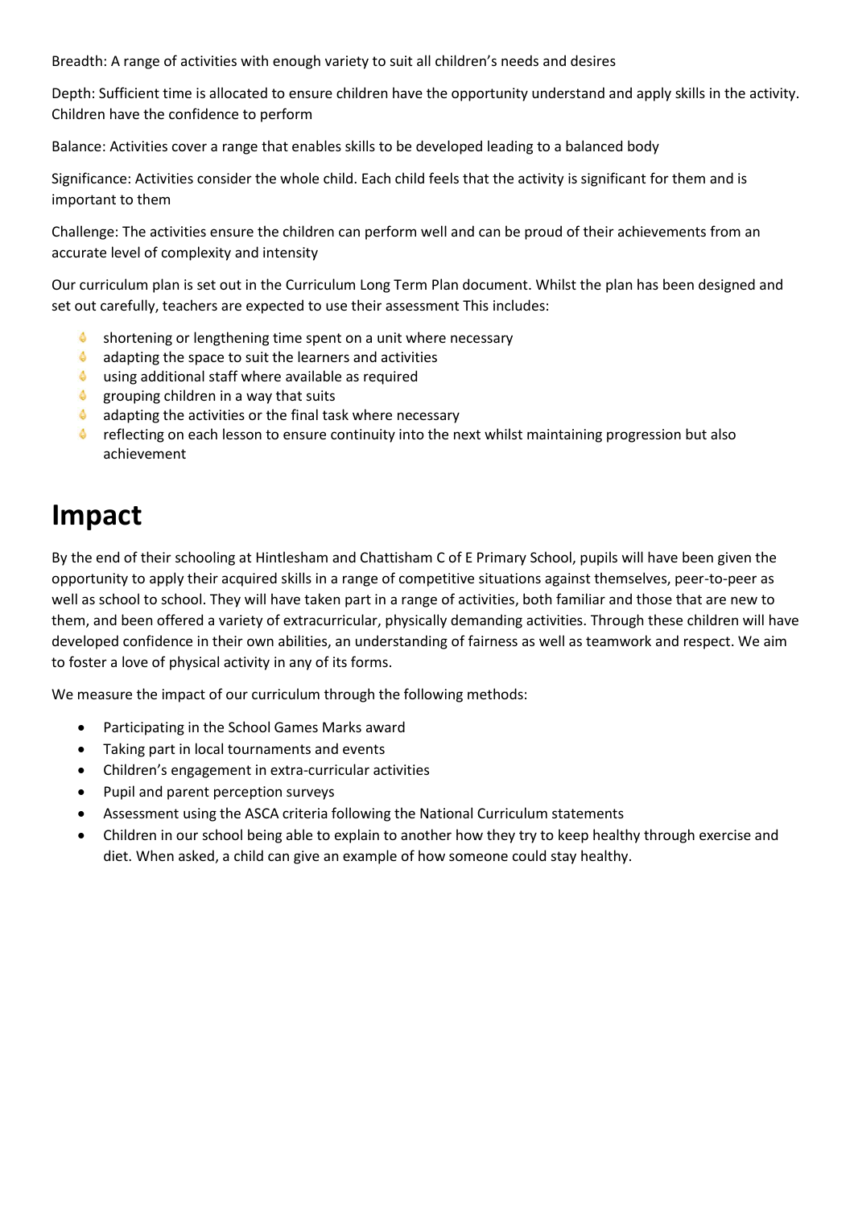Breadth: A range of activities with enough variety to suit all children's needs and desires

Depth: Sufficient time is allocated to ensure children have the opportunity understand and apply skills in the activity. Children have the confidence to perform

Balance: Activities cover a range that enables skills to be developed leading to a balanced body

Significance: Activities consider the whole child. Each child feels that the activity is significant for them and is important to them

Challenge: The activities ensure the children can perform well and can be proud of their achievements from an accurate level of complexity and intensity

Our curriculum plan is set out in the Curriculum Long Term Plan document. Whilst the plan has been designed and set out carefully, teachers are expected to use their assessment This includes:

- shortening or lengthening time spent on a unit where necessary
- adapting the space to suit the learners and activities
- using additional staff where available as required
- grouping children in a way that suits
- adapting the activities or the final task where necessary
- reflecting on each lesson to ensure continuity into the next whilst maintaining progression but also achievement

# Impact

By the end of their schooling at Hintlesham and Chattisham C of E Primary School, pupils will have been given the opportunity to apply their acquired skills in a range of competitive situations against themselves, peer-to-peer as well as school to school. They will have taken part in a range of activities, both familiar and those that are new to them, and been offered a variety of extracurricular, physically demanding activities. Through these children will have developed confidence in their own abilities, an understanding of fairness as well as teamwork and respect. We aim to foster a love of physical activity in any of its forms.

We measure the impact of our curriculum through the following methods:

- Participating in the School Games Marks award
- Taking part in local tournaments and events
- Children's engagement in extra-curricular activities
- Pupil and parent perception surveys
- Assessment using the ASCA criteria following the National Curriculum statements
- Children in our school being able to explain to another how they try to keep healthy through exercise and diet. When asked, a child can give an example of how someone could stay healthy.